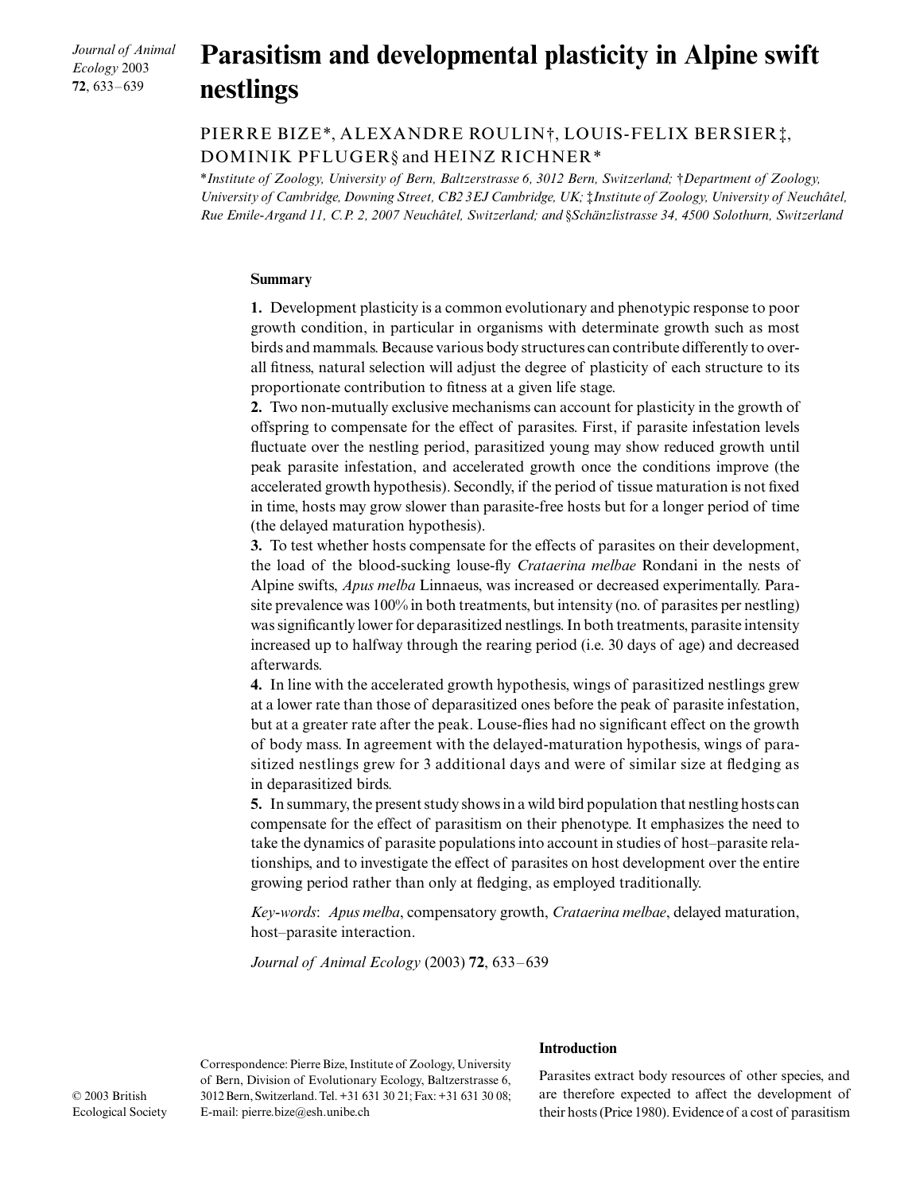# Parasitism and developmental plasticity in Alpine swift nestlings

PIERRE BIZE*, ALEXANDRE ROULIN†, LOUIS-FELIX BERSIER‡, DOMINIK PFLUGER§ and HEINZ RICHNER*

**Institute of Zoology, University of Bern, Baltzerstrasse 6, 3012 Bern, Switzerland; †Department of Zoology, University of Cambridge, Downing Street, CB2 3EJ Cambridge, UK; ‡Institute of Zoology, University of Neuchâtel, Rue Emile-Argand 11, C.P. 2, 2007 Neuchâtel, Switzerland; and §Schänzlistrasse 34, 4500 Solothurn, Switzerland*

## Summary

**1.** Development plasticity is a common evolutionary and phenotypic response to poor growth condition, in particular in organisms with determinate growth such as most birds and mammals. Because various body structures can contribute differently to overall fitness, natural selection will adjust the degree of plasticity of each structure to its proportionate contribution to fitness at a given life stage.

**2.** Two non-mutually exclusive mechanisms can account for plasticity in the growth of offspring to compensate for the effect of parasites. First, if parasite infestation levels fluctuate over the nestling period, parasitized young may show reduced growth until peak parasite infestation, and accelerated growth once the conditions improve (the accelerated growth hypothesis). Secondly, if the period of tissue maturation is not fixed in time, hosts may grow slower than parasite-free hosts but for a longer period of time (the delayed maturation hypothesis).

**3.** To test whether hosts compensate for the effects of parasites on their development, the load of the blood-sucking louse-fly *Crataerina melbae* Rondani in the nests of Alpine swifts, *Apus melba* Linnaeus, was increased or decreased experimentally. Parasite prevalence was 100% in both treatments, but intensity (no. of parasites per nestling) was significantly lower for deparasitized nestlings. In both treatments, parasite intensity increased up to halfway through the rearing period (i.e. 30 days of age) and decreased afterwards.

**4.** In line with the accelerated growth hypothesis, wings of parasitized nestlings grew at a lower rate than those of deparasitized ones before the peak of parasite infestation, but at a greater rate after the peak. Louse-flies had no significant effect on the growth of body mass. In agreement with the delayed-maturation hypothesis, wings of parasitized nestlings grew for 3 additional days and were of similar size at fledging as in deparasitized birds.

**5.** In summary, the present study shows in a wild bird population that nestling hosts can compensate for the effect of parasitism on their phenotype. It emphasizes the need to take the dynamics of parasite populations into account in studies of host–parasite relationships, and to investigate the effect of parasites on host development over the entire growing period rather than only at fledging, as employed traditionally.

*Key-words*: *Apus melba*, compensatory growth, *Crataerina melbae*, delayed maturation, host–parasite interaction.

*Journal of Animal Ecology* (2003) **72**, 633–639

Correspondence: Pierre Bize, Institute of Zoology, University of Bern, Division of Evolutionary Ecology, Baltzerstrasse 6, 3012 Bern, Switzerland. Tel. +31 631 30 21; Fax: +31 631 30 08; E-mail: pierre.bize@esh.unibe.ch

© 2003 British Ecological Society

## Introduction

Parasites extract body resources of other species, and are therefore expected to affect the development of their hosts (Price 1980). Evidence of a cost of parasitism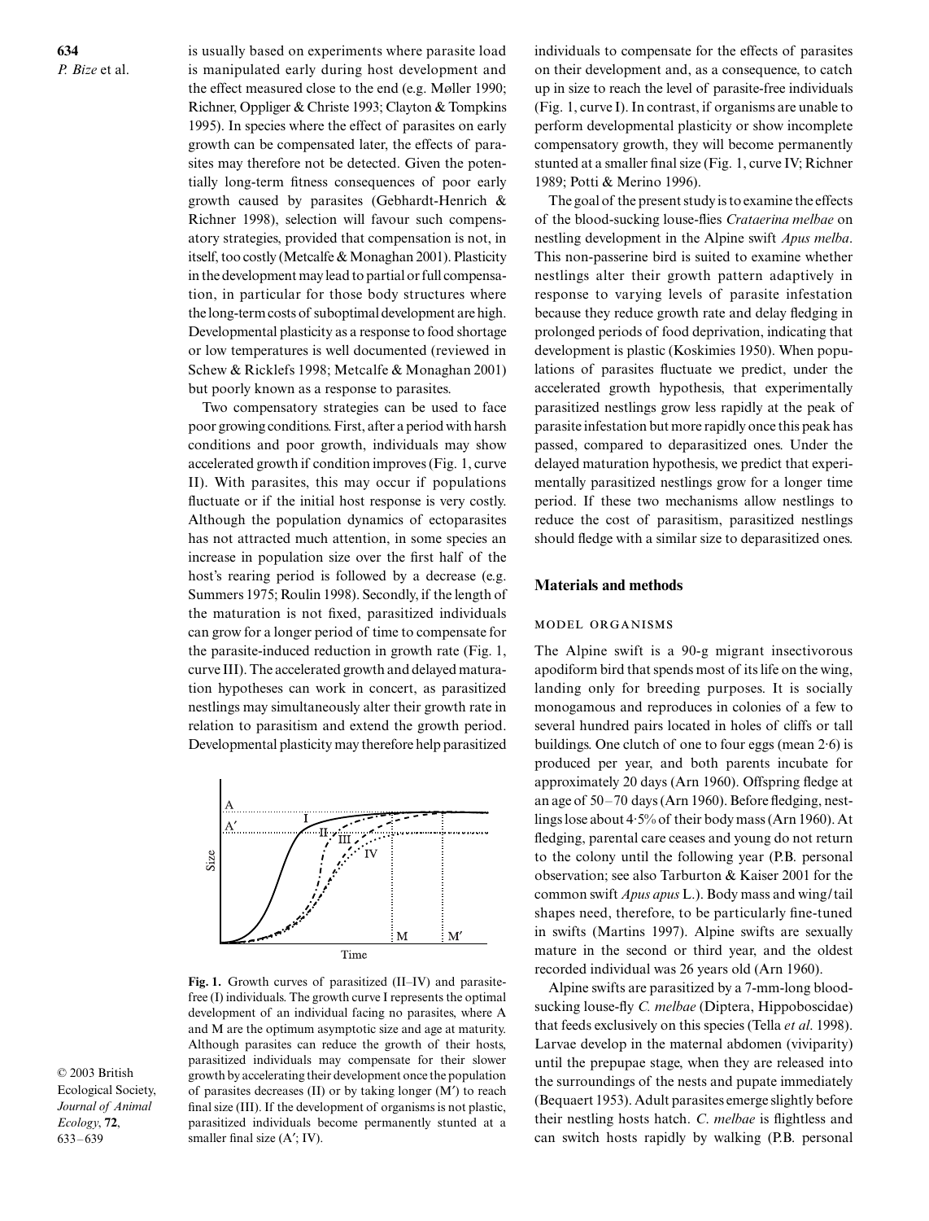is usually based on experiments where parasite load is manipulated early during host development and the effect measured close to the end (e.g. Møller 1990; Richner, Oppliger & Christe 1993; Clayton & Tompkins 1995). In species where the effect of parasites on early growth can be compensated later, the effects of parasites may therefore not be detected. Given the potentially long-term fitness consequences of poor early growth caused by parasites (Gebhardt-Henrich & Richner 1998), selection will favour such compensatory strategies, provided that compensation is not, in itself, too costly (Metcalfe & Monaghan 2001). Plasticity in the development may lead to partial or full compensation, in particular for those body structures where the long-term costs of suboptimal development are high. Developmental plasticity as a response to food shortage or low temperatures is well documented (reviewed in Schew & Ricklefs 1998; Metcalfe & Monaghan 2001) but poorly known as a response to parasites.

Two compensatory strategies can be used to face poor growing conditions. First, after a period with harsh conditions and poor growth, individuals may show accelerated growth if condition improves (Fig. 1, curve II). With parasites, this may occur if populations fluctuate or if the initial host response is very costly. Although the population dynamics of ectoparasites has not attracted much attention, in some species an increase in population size over the first half of the host's rearing period is followed by a decrease (e.g. Summers 1975; Roulin 1998). Secondly, if the length of the maturation is not fixed, parasitized individuals can grow for a longer period of time to compensate for the parasite-induced reduction in growth rate (Fig. 1, curve III). The accelerated growth and delayed maturation hypotheses can work in concert, as parasitized nestlings may simultaneously alter their growth rate in relation to parasitism and extend the growth period. Developmental plasticity may therefore help parasitized individuals to compensate for the effects of parasites on their development and, as a consequence, to catch up in size to reach the level of parasite-free individuals (Fig. 1, curve I). In contrast, if organisms are unable to perform developmental plasticity or show incomplete compensatory growth, they will become permanently stunted at a smaller final size (Fig. 1, curve IV; Richner 1989; Potti & Merino 1996).

**Fig. 1.** Growth curves of parasitized (II–IV) and parasite-free (I) individuals. The growth curve I represents the optimal development of an individual facing no parasites, where A and M are the optimum asymptotic size and age at maturity. Although parasites can reduce the growth of their hosts, parasitized individuals may compensate for their slower growth by accelerating their development once the population of parasites decreases (II) or by taking longer (M′) to reach final size (III). If the development of organisms is not plastic, parasitized individuals become permanently stunted at a smaller final size (A′; IV).

The goal of the present study is to examine the effects of the blood-sucking louse-flies *Crataerina melbae* on nestling development in the Alpine swift *Apus melba*. This non-passerine bird is suited to examine whether nestlings alter their growth pattern adaptively in response to varying levels of parasite infestation because they reduce growth rate and delay fledging in prolonged periods of food deprivation, indicating that development is plastic (Koskimies 1950). When populations of parasites fluctuate we predict, under the accelerated growth hypothesis, that experimentally parasitized nestlings grow less rapidly at the peak of parasite infestation but more rapidly once this peak has passed, compared to deparasitized ones. Under the delayed maturation hypothesis, we predict that experimentally parasitized nestlings grow for a longer time period. If these two mechanisms allow nestlings to reduce the cost of parasitism, parasitized nestlings should fledge with a similar size to deparasitized ones.

## Materials and methods

### Model organisms

The Alpine swift is a 90-g migrant insectivorous apodiform bird that spends most of its life on the wing, landing only for breeding purposes. It is socially monogamous and reproduces in colonies of a few to several hundred pairs located in holes of cliffs or tall buildings. One clutch of one to four eggs (mean 2·6) is produced per year, and both parents incubate for approximately 20 days (Arn 1960). Offspring fledge at an age of 50–70 days (Arn 1960). Before fledging, nestlings lose about 4·5% of their body mass (Arn 1960). At fledging, parental care ceases and young do not return to the colony until the following year (P.B. personal observation; see also Tarburton & Kaiser 2001 for the common swift *Apus apus* L.). Body mass and wing/tail shapes need, therefore, to be particularly fine-tuned in swifts (Martins 1997). Alpine swifts are sexually mature in the second or third year, and the oldest recorded individual was 26 years old (Arn 1960).

Alpine swifts are parasitized by a 7-mm-long blood-sucking louse-fly *C. melbae* (Diptera, Hippoboscidae) that feeds exclusively on this species (Tella *et al*. 1998). Larvae develop in the maternal abdomen (viviparity) until the prepupae stage, when they are released into the surroundings of the nests and pupate immediately (Bequaert 1953). Adult parasites emerge slightly before their nestling hosts hatch. *C. melbae* is flightless and can switch hosts rapidly by walking (P.B. personal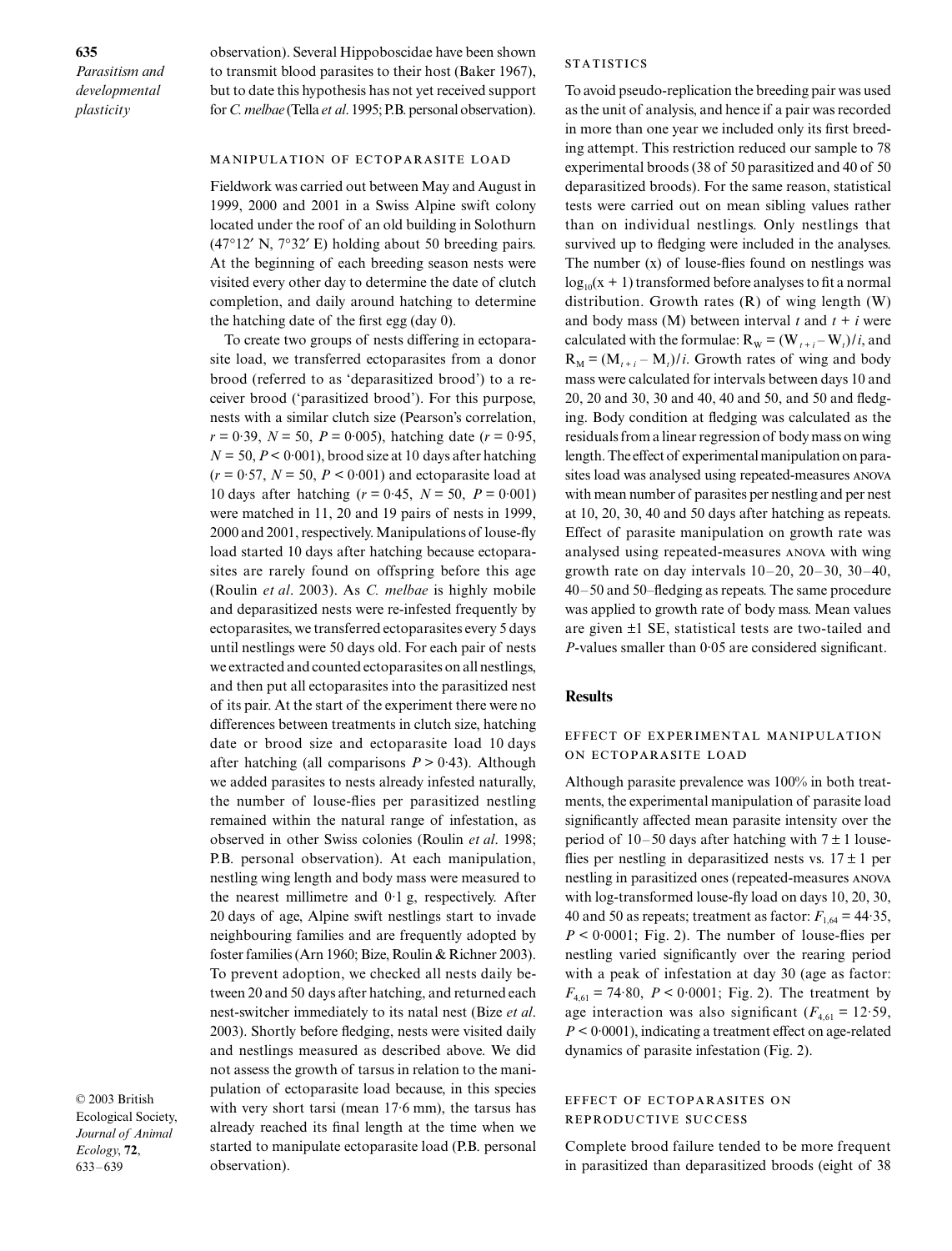observation). Several Hippoboscidae have been shown to transmit blood parasites to their host (Baker 1967), but to date this hypothesis has not yet received support for *C. melbae* (Tella *et al*. 1995; P.B. personal observation).

### Manipulation of ectoparasite load

Fieldwork was carried out between May and August in 1999, 2000 and 2001 in a Swiss Alpine swift colony located under the roof of an old building in Solothurn (47°12′ N, 7°32′ E) holding about 50 breeding pairs. At the beginning of each breeding season nests were visited every other day to determine the date of clutch completion, and daily around hatching to determine the hatching date of the first egg (day 0).

To create two groups of nests differing in ectoparasite load, we transferred ectoparasites from a donor brood (referred to as 'deparasitized brood') to a receiver brood ('parasitized brood'). For this purpose, nests with a similar clutch size (Pearson's correlation, $r = 0{\cdot}39$, $N = 50$, $P = 0{\cdot}005$), hatching date ($r = 0{\cdot}95$, $N = 50$, $P < 0{\cdot}001$), brood size at 10 days after hatching ($r = 0{\cdot}57$, $N = 50$, $P < 0{\cdot}001$) and ectoparasite load at 10 days after hatching ($r = 0{\cdot}45$, $N = 50$, $P = 0{\cdot}001$) were matched in 11, 20 and 19 pairs of nests in 1999, 2000 and 2001, respectively. Manipulations of louse-fly load started 10 days after hatching because ectoparasites are rarely found on offspring before this age (Roulin *et al*. 2003). As *C. melbae* is highly mobile and deparasitized nests were re-infested frequently by ectoparasites, we transferred ectoparasites every 5 days until nestlings were 50 days old. For each pair of nests we extracted and counted ectoparasites on all nestlings, and then put all ectoparasites into the parasitized nest of its pair. At the start of the experiment there were no differences between treatments in clutch size, hatching date or brood size and ectoparasite load 10 days after hatching (all comparisons $P > 0{\cdot}43$). Although we added parasites to nests already infested naturally, the number of louse-flies per parasitized nestling remained within the natural range of infestation, as observed in other Swiss colonies (Roulin *et al*. 1998; P.B. personal observation). At each manipulation, nestling wing length and body mass were measured to the nearest millimetre and 0·1 g, respectively. After 20 days of age, Alpine swift nestlings start to invade neighbouring families and are frequently adopted by foster families (Arn 1960; Bize, Roulin & Richner 2003). To prevent adoption, we checked all nests daily between 20 and 50 days after hatching, and returned each nest-switcher immediately to its natal nest (Bize *et al*. 2003). Shortly before fledging, nests were visited daily and nestlings measured as described above. We did not assess the growth of tarsus in relation to the manipulation of ectoparasite load because, in this species with very short tarsi (mean 17·6 mm), the tarsus has already reached its final length at the time when we started to manipulate ectoparasite load (P.B. personal observation).

### Statistics

To avoid pseudo-replication the breeding pair was used as the unit of analysis, and hence if a pair was recorded in more than one year we included only its first breeding attempt. This restriction reduced our sample to 78 experimental broods (38 of 50 parasitized and 40 of 50 deparasitized broods). For the same reason, statistical tests were carried out on mean sibling values rather than on individual nestlings. Only nestlings that survived up to fledging were included in the analyses. The number (x) of louse-flies found on nestlings was $\log_{10}(x + 1)$ transformed before analyses to fit a normal distribution. Growth rates (R) of wing length (W) and body mass (M) between interval $t$ and $t + i$ were calculated with the formulae: $R_W = (W_{t+i} - W_t)/i$, and $R_M = (M_{t+i} - M_t)/i$. Growth rates of wing and body mass were calculated for intervals between days 10 and 20, 20 and 30, 30 and 40, 40 and 50, and 50 and fledging. Body condition at fledging was calculated as the residuals from a linear regression of body mass on wing length. The effect of experimental manipulation on parasites load was analysed using repeated-measures ANOVA with mean number of parasites per nestling and per nest at 10, 20, 30, 40 and 50 days after hatching as repeats. Effect of parasite manipulation on growth rate was analysed using repeated-measures ANOVA with wing growth rate on day intervals 10–20, 20–30, 30–40, 40–50 and 50–fledging as repeats. The same procedure was applied to growth rate of body mass. Mean values are given ±1 SE, statistical tests are two-tailed and $P$-values smaller than 0·05 are considered significant.

## Results

### Effect of experimental manipulation on ectoparasite load

Although parasite prevalence was 100% in both treatments, the experimental manipulation of parasite load significantly affected mean parasite intensity over the period of 10–50 days after hatching with 7 ± 1 louse-flies per nestling in deparasitized nests vs. 17 ± 1 per nestling in parasitized ones (repeated-measures ANOVA with log-transformed louse-fly load on days 10, 20, 30, 40 and 50 as repeats; treatment as factor: $F_{1,64} = 44{\cdot}35$, $P < 0{\cdot}0001$; Fig. 2). The number of louse-flies per nestling varied significantly over the rearing period with a peak of infestation at day 30 (age as factor: $F_{4,61} = 74{\cdot}80$, $P < 0{\cdot}0001$; Fig. 2). The treatment by age interaction was also significant ($F_{4,61} = 12{\cdot}59$, $P < 0{\cdot}0001$), indicating a treatment effect on age-related dynamics of parasite infestation (Fig. 2).

### Effect of ectoparasites on reproductive success

Complete brood failure tended to be more frequent in parasitized than deparasitized broods (eight of 38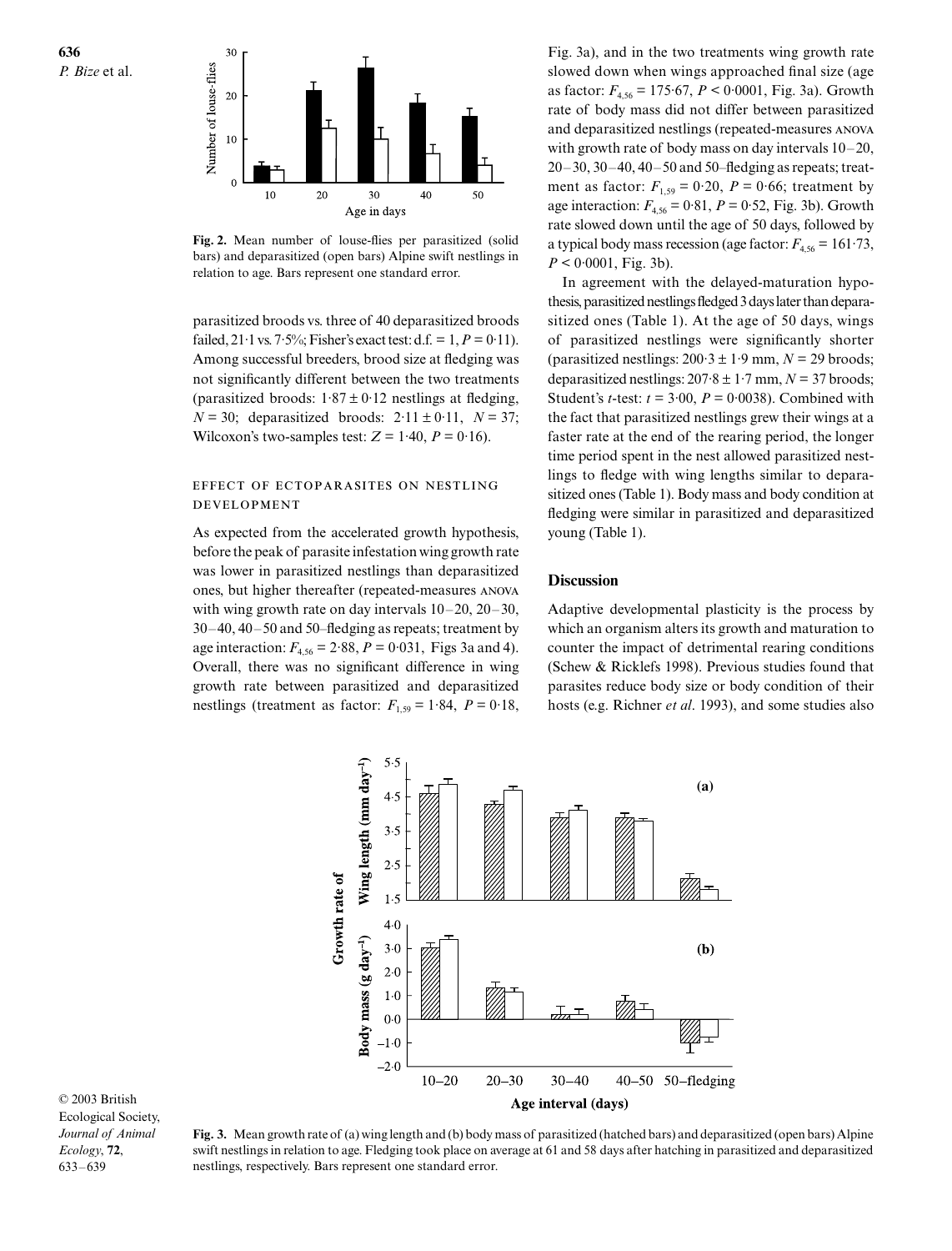Fig. 2. Mean number of louse-flies per parasitized (solid bars) and deparasitized (open bars) Alpine swift nestlings in relation to age. Bars represent one standard error.

parasitized broods vs. three of 40 deparasitized broods failed, 21·1 vs. 7·5%; Fisher's exact test: d.f. = 1, $P = 0{\cdot}11$). Among successful breeders, brood size at fledging was not significantly different between the two treatments (parasitized broods: $1{\cdot}87 \pm 0{\cdot}12$ nestlings at fledging, $N = 30$; deparasitized broods: $2{\cdot}11 \pm 0{\cdot}11$, $N = 37$; Wilcoxon's two-samples test: $Z = 1{\cdot}40$, $P = 0{\cdot}16$).

### EFFECT OF ECTOPARASITES ON NESTLING DEVELOPMENT

As expected from the accelerated growth hypothesis, before the peak of parasite infestation wing growth rate was lower in parasitized nestlings than deparasitized ones, but higher thereafter (repeated-measures ANOVA with wing growth rate on day intervals 10–20, 20–30, 30–40, 40–50 and 50–fledging as repeats; treatment by age interaction: $F_{4,56} = 2{\cdot}88$, $P = 0{\cdot}031$, Figs 3a and 4). Overall, there was no significant difference in wing growth rate between parasitized and deparasitized nestlings (treatment as factor: $F_{1,59} = 1{\cdot}84$, $P = 0{\cdot}18$, Fig. 3a), and in the two treatments wing growth rate slowed down when wings approached final size (age as factor: $F_{4,56} = 175{\cdot}67$, $P < 0{\cdot}0001$, Fig. 3a). Growth rate of body mass did not differ between parasitized and deparasitized nestlings (repeated-measures ANOVA with growth rate of body mass on day intervals 10–20, 20–30, 30–40, 40–50 and 50–fledging as repeats; treatment as factor: $F_{1,59} = 0{\cdot}20$, $P = 0{\cdot}66$; treatment by age interaction: $F_{4,56} = 0{\cdot}81$, $P = 0{\cdot}52$, Fig. 3b). Growth rate slowed down until the age of 50 days, followed by a typical body mass recession (age factor: $F_{4,56} = 161{\cdot}73$, $P < 0{\cdot}0001$, Fig. 3b).

In agreement with the delayed-maturation hypothesis, parasitized nestlings fledged 3 days later than deparasitized ones (Table 1). At the age of 50 days, wings of parasitized nestlings were significantly shorter (parasitized nestlings: $200{\cdot}3 \pm 1{\cdot}9$ mm, $N = 29$ broods; deparasitized nestlings: $207{\cdot}8 \pm 1{\cdot}7$ mm, $N = 37$ broods; Student's $t$-test: $t = 3{\cdot}00$, $P = 0{\cdot}0038$). Combined with the fact that parasitized nestlings grew their wings at a faster rate at the end of the rearing period, the longer time period spent in the nest allowed parasitized nestlings to fledge with wing lengths similar to deparasitized ones (Table 1). Body mass and body condition at fledging were similar in parasitized and deparasitized young (Table 1).

## Discussion

Adaptive developmental plasticity is the process by which an organism alters its growth and maturation to counter the impact of detrimental rearing conditions (Schew & Ricklefs 1998). Previous studies found that parasites reduce body size or body condition of their hosts (e.g. Richner *et al.* 1993), and some studies also

Fig. 3. Mean growth rate of (a) wing length and (b) body mass of parasitized (hatched bars) and deparasitized (open bars) Alpine swift nestlings in relation to age. Fledging took place on average at 61 and 58 days after hatching in parasitized and deparasitized nestlings, respectively. Bars represent one standard error.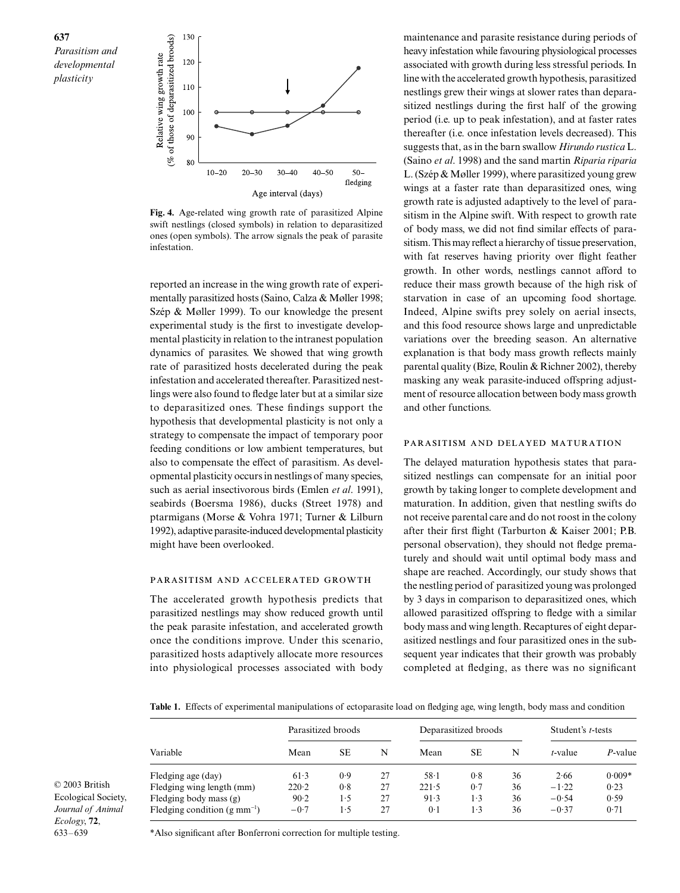130
120
110
100
90
80

Relative wing growth rate (% of those of deparasitized broods)

10–20 20–30 30–40 40–50 50–fledging

Age interval (days)

**Fig. 4.** Age-related wing growth rate of parasitized Alpine swift nestlings (closed symbols) in relation to deparasitized ones (open symbols). The arrow signals the peak of parasite infestation.

reported an increase in the wing growth rate of experimentally parasitized hosts (Saino, Calza & Møller 1998; Szép & Møller 1999). To our knowledge the present experimental study is the first to investigate developmental plasticity in relation to the intranest population dynamics of parasites. We showed that wing growth rate of parasitized hosts decelerated during the peak infestation and accelerated thereafter. Parasitized nestlings were also found to fledge later but at a similar size to deparasitized ones. These findings support the hypothesis that developmental plasticity is not only a strategy to compensate the impact of temporary poor feeding conditions or low ambient temperatures, but also to compensate the effect of parasitism. As developmental plasticity occurs in nestlings of many species, such as aerial insectivorous birds (Emlen *et al*. 1991), seabirds (Boersma 1986), ducks (Street 1978) and ptarmigans (Morse & Vohra 1971; Turner & Lilburn 1992), adaptive parasite-induced developmental plasticity might have been overlooked.

### PARASITISM AND ACCELERATED GROWTH

The accelerated growth hypothesis predicts that parasitized nestlings may show reduced growth until the peak parasite infestation, and accelerated growth once the conditions improve. Under this scenario, parasitized hosts adaptively allocate more resources into physiological processes associated with body maintenance and parasite resistance during periods of heavy infestation while favouring physiological processes associated with growth during less stressful periods. In line with the accelerated growth hypothesis, parasitized nestlings grew their wings at slower rates than deparasitized nestlings during the first half of the growing period (i.e. up to peak infestation), and at faster rates thereafter (i.e. once infestation levels decreased). This suggests that, as in the barn swallow *Hirundo rustica* L. (Saino *et al*. 1998) and the sand martin *Riparia riparia* L. (Szép & Møller 1999), where parasitized young grew wings at a faster rate than deparasitized ones, wing growth rate is adjusted adaptively to the level of parasitism in the Alpine swift. With respect to growth rate of body mass, we did not find similar effects of parasitism. This may reflect a hierarchy of tissue preservation, with fat reserves having priority over flight feather growth. In other words, nestlings cannot afford to reduce their mass growth because of the high risk of starvation in case of an upcoming food shortage. Indeed, Alpine swifts prey solely on aerial insects, and this food resource shows large and unpredictable variations over the breeding season. An alternative explanation is that body mass growth reflects mainly parental quality (Bize, Roulin & Richner 2002), thereby masking any weak parasite-induced offspring adjustment of resource allocation between body mass growth and other functions.

### PARASITISM AND DELAYED MATURATION

The delayed maturation hypothesis states that parasitized nestlings can compensate for an initial poor growth by taking longer to complete development and maturation. In addition, given that nestling swifts do not receive parental care and do not roost in the colony after their first flight (Tarburton & Kaiser 2001; P.B. personal observation), they should not fledge prematurely and should wait until optimal body mass and shape are reached. Accordingly, our study shows that the nestling period of parasitized young was prolonged by 3 days in comparison to deparasitized ones, which allowed parasitized offspring to fledge with a similar body mass and wing length. Recaptures of eight deparasitized nestlings and four parasitized ones in the subsequent year indicates that their growth was probably completed at fledging, as there was no significant

**Table 1.** Effects of experimental manipulations of ectoparasite load on fledging age, wing length, body mass and condition

| | Parasitized broods | | | Deparasitized broods | | | Student's *t*-tests | |
|---|---|---|---|---|---|---|---|---|
| Variable | Mean | SE | N | Mean | SE | N | *t*-value | *P*-value |
| Fledging age (day) | 61·3 | 0·9 | 27 | 58·1 | 0·8 | 36 | 2·66 | 0·009* |
| Fledging wing length (mm) | 220·2 | 0·8 | 27 | 221·5 | 0·7 | 36 | −1·22 | 0·23 |
| Fledging body mass (g) | 90·2 | 1·5 | 27 | 91·3 | 1·3 | 36 | −0·54 | 0·59 |
| Fledging condition (g mm$^{-1}$) | −0·7 | 1·5 | 27 | 0·1 | 1·3 | 36 | −0·37 | 0·71 |

*Also significant after Bonferroni correction for multiple testing.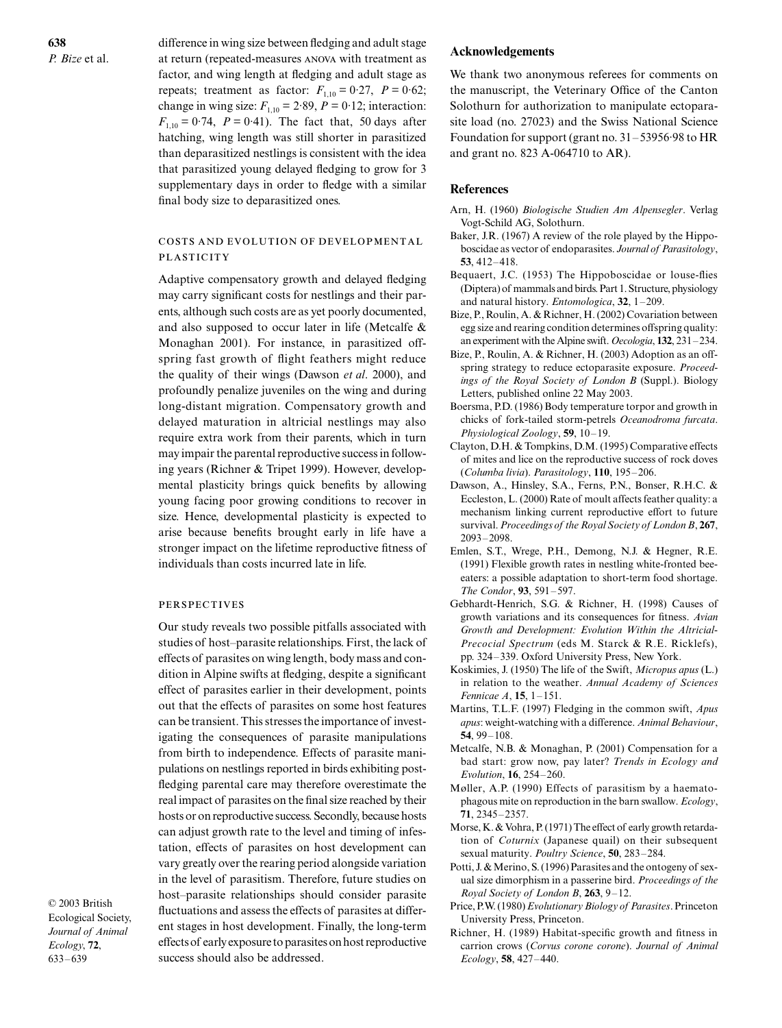difference in wing size between fledging and adult stage at return (repeated-measures ANOVA with treatment as factor, and wing length at fledging and adult stage as repeats; treatment as factor: $F_{1,10} = 0.27$, $P = 0.62$; change in wing size: $F_{1,10} = 2.89$, $P = 0.12$; interaction: $F_{1,10} = 0.74$, $P = 0.41$). The fact that, 50 days after hatching, wing length was still shorter in parasitized than deparasitized nestlings is consistent with the idea that parasitized young delayed fledging to grow for 3 supplementary days in order to fledge with a similar final body size to deparasitized ones.

### COSTS AND EVOLUTION OF DEVELOPMENTAL PLASTICITY

Adaptive compensatory growth and delayed fledging may carry significant costs for nestlings and their parents, although such costs are as yet poorly documented, and also supposed to occur later in life (Metcalfe & Monaghan 2001). For instance, in parasitized offspring fast growth of flight feathers might reduce the quality of their wings (Dawson *et al*. 2000), and profoundly penalize juveniles on the wing and during long-distant migration. Compensatory growth and delayed maturation in altricial nestlings may also require extra work from their parents, which in turn may impair the parental reproductive success in following years (Richner & Tripet 1999). However, developmental plasticity brings quick benefits by allowing young facing poor growing conditions to recover in size. Hence, developmental plasticity is expected to arise because benefits brought early in life have a stronger impact on the lifetime reproductive fitness of individuals than costs incurred late in life.

### PERSPECTIVES

Our study reveals two possible pitfalls associated with studies of host–parasite relationships. First, the lack of effects of parasites on wing length, body mass and condition in Alpine swifts at fledging, despite a significant effect of parasites earlier in their development, points out that the effects of parasites on some host features can be transient. This stresses the importance of investigating the consequences of parasite manipulations from birth to independence. Effects of parasite manipulations on nestlings reported in birds exhibiting post-fledging parental care may therefore overestimate the real impact of parasites on the final size reached by their hosts or on reproductive success. Secondly, because hosts can adjust growth rate to the level and timing of infestation, effects of parasites on host development can vary greatly over the rearing period alongside variation in the level of parasitism. Therefore, future studies on host–parasite relationships should consider parasite fluctuations and assess the effects of parasites at different stages in host development. Finally, the long-term effects of early exposure to parasites on host reproductive success should also be addressed.

## Acknowledgements

We thank two anonymous referees for comments on the manuscript, the Veterinary Office of the Canton Solothurn for authorization to manipulate ectoparasite load (no. 27023) and the Swiss National Science Foundation for support (grant no. 31–53956·98 to HR and grant no. 823 A-064710 to AR).

## References

Arn, H. (1960) *Biologische Studien Am Alpensegler*. Verlag Vogt-Schild AG, Solothurn.

Baker, J.R. (1967) A review of the role played by the Hippoboscidae as vector of endoparasites. *Journal of Parasitology*, **53**, 412–418.

Bequaert, J.C. (1953) The Hippoboscidae or louse-flies (Diptera) of mammals and birds. Part 1. Structure, physiology and natural history. *Entomologica*, **32**, 1–209.

Bize, P., Roulin, A. & Richner, H. (2002) Covariation between egg size and rearing condition determines offspring quality: an experiment with the Alpine swift. *Oecologia*, **132**, 231–234.

Bize, P., Roulin, A. & Richner, H. (2003) Adoption as an offspring strategy to reduce ectoparasite exposure. *Proceedings of the Royal Society of London B* (Suppl.). Biology Letters, published online 22 May 2003.

Boersma, P.D. (1986) Body temperature torpor and growth in chicks of fork-tailed storm-petrels *Oceanodroma furcata*. *Physiological Zoology*, **59**, 10–19.

Clayton, D.H. & Tompkins, D.M. (1995) Comparative effects of mites and lice on the reproductive success of rock doves (*Columba livia*). *Parasitology*, **110**, 195–206.

Dawson, A., Hinsley, S.A., Ferns, P.N., Bonser, R.H.C. & Eccleston, L. (2000) Rate of moult affects feather quality: a mechanism linking current reproductive effort to future survival. *Proceedings of the Royal Society of London B*, **267**, 2093–2098.

Emlen, S.T., Wrege, P.H., Demong, N.J. & Hegner, R.E. (1991) Flexible growth rates in nestling white-fronted bee-eaters: a possible adaptation to short-term food shortage. *The Condor*, **93**, 591–597.

Gebhardt-Henrich, S.G. & Richner, H. (1998) Causes of growth variations and its consequences for fitness. *Avian Growth and Development: Evolution Within the Altricial-Precocial Spectrum* (eds M. Starck & R.E. Ricklefs), pp. 324–339. Oxford University Press, New York.

Koskimies, J. (1950) The life of the Swift, *Micropus apus* (L.) in relation to the weather. *Annual Academy of Sciences Fennicae A*, **15**, 1–151.

Martins, T.L.F. (1997) Fledging in the common swift, *Apus apus*: weight-watching with a difference. *Animal Behaviour*, **54**, 99–108.

Metcalfe, N.B. & Monaghan, P. (2001) Compensation for a bad start: grow now, pay later? *Trends in Ecology and Evolution*, **16**, 254–260.

Møller, A.P. (1990) Effects of parasitism by a haematophagous mite on reproduction in the barn swallow. *Ecology*, **71**, 2345–2357.

Morse, K. & Vohra, P. (1971) The effect of early growth retardation of *Coturnix* (Japanese quail) on their subsequent sexual maturity. *Poultry Science*, **50**, 283–284.

Potti, J. & Merino, S. (1996) Parasites and the ontogeny of sexual size dimorphism in a passerine bird. *Proceedings of the Royal Society of London B*, **263**, 9–12.

Price, P.W. (1980) *Evolutionary Biology of Parasites*. Princeton University Press, Princeton.

Richner, H. (1989) Habitat-specific growth and fitness in carrion crows (*Corvus corone corone*). *Journal of Animal Ecology*, **58**, 427–440.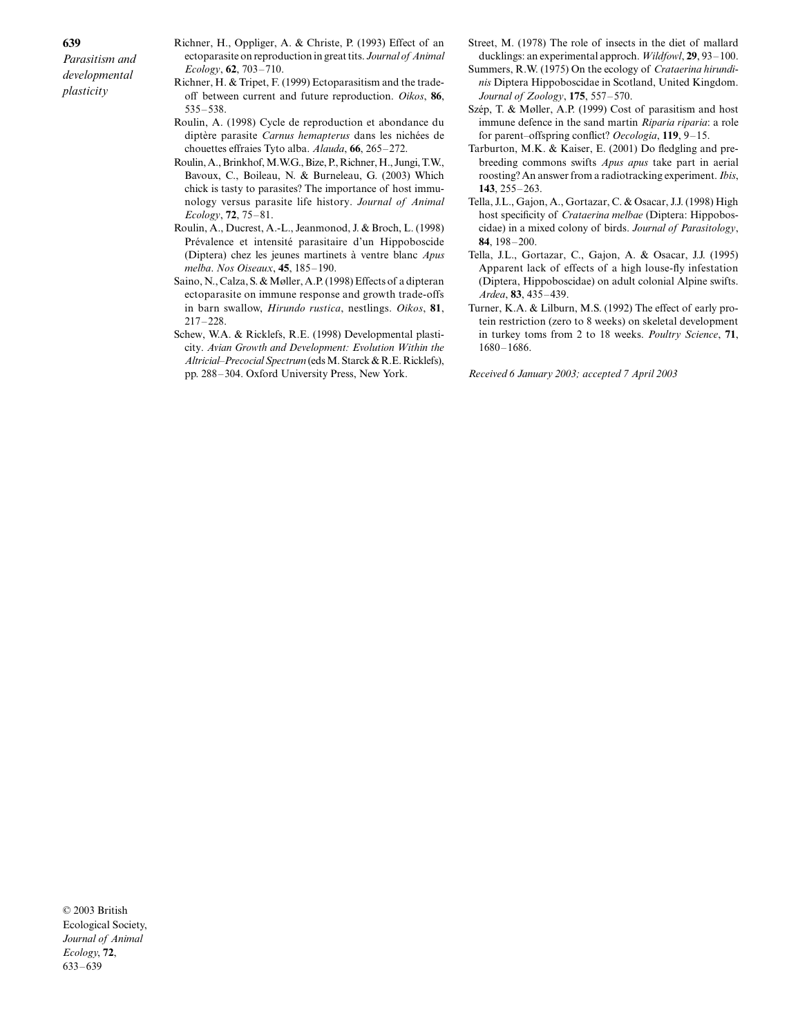Richner, H., Oppliger, A. & Christe, P. (1993) Effect of an ectoparasite on reproduction in great tits. *Journal of Animal Ecology*, **62**, 703–710.

Richner, H. & Tripet, F. (1999) Ectoparasitism and the trade-off between current and future reproduction. *Oikos*, **86**, 535–538.

Roulin, A. (1998) Cycle de reproduction et abondance du diptère parasite *Carnus hemapterus* dans les nichées de chouettes effraies Tyto alba. *Alauda*, **66**, 265–272.

Roulin, A., Brinkhof, M.W.G., Bize, P., Richner, H., Jungi, T.W., Bavoux, C., Boileau, N. & Burneleau, G. (2003) Which chick is tasty to parasites? The importance of host immunology versus parasite life history. *Journal of Animal Ecology*, **72**, 75–81.

Roulin, A., Ducrest, A.-L., Jeanmonod, J. & Broch, L. (1998) Prévalence et intensité parasitaire d'un Hippoboscide (Diptera) chez les jeunes martinets à ventre blanc *Apus melba*. *Nos Oiseaux*, **45**, 185–190.

Saino, N., Calza, S. & Møller, A.P. (1998) Effects of a dipteran ectoparasite on immune response and growth trade-offs in barn swallow, *Hirundo rustica*, nestlings. *Oikos*, **81**, 217–228.

Schew, W.A. & Ricklefs, R.E. (1998) Developmental plasticity. *Avian Growth and Development: Evolution Within the Altricial–Precocial Spectrum* (eds M. Starck & R.E. Ricklefs), pp. 288–304. Oxford University Press, New York.

Street, M. (1978) The role of insects in the diet of mallard ducklings: an experimental approch. *Wildfowl*, **29**, 93–100.

Summers, R.W. (1975) On the ecology of *Crataerina hirundinis* Diptera Hippoboscidae in Scotland, United Kingdom. *Journal of Zoology*, **175**, 557–570.

Szép, T. & Møller, A.P. (1999) Cost of parasitism and host immune defence in the sand martin *Riparia riparia*: a role for parent–offspring conflict? *Oecologia*, **119**, 9–15.

Tarburton, M.K. & Kaiser, E. (2001) Do fledgling and prebreeding commons swifts *Apus apus* take part in aerial roosting? An answer from a radiotracking experiment. *Ibis*, **143**, 255–263.

Tella, J.L., Gajon, A., Gortazar, C. & Osacar, J.J. (1998) High host specificity of *Crataerina melbae* (Diptera: Hippoboscidae) in a mixed colony of birds. *Journal of Parasitology*, **84**, 198–200.

Tella, J.L., Gortazar, C., Gajon, A. & Osacar, J.J. (1995) Apparent lack of effects of a high louse-fly infestation (Diptera, Hippoboscidae) on adult colonial Alpine swifts. *Ardea*, **83**, 435–439.

Turner, K.A. & Lilburn, M.S. (1992) The effect of early protein restriction (zero to 8 weeks) on skeletal development in turkey toms from 2 to 18 weeks. *Poultry Science*, **71**, 1680–1686.

*Received 6 January 2003; accepted 7 April 2003*